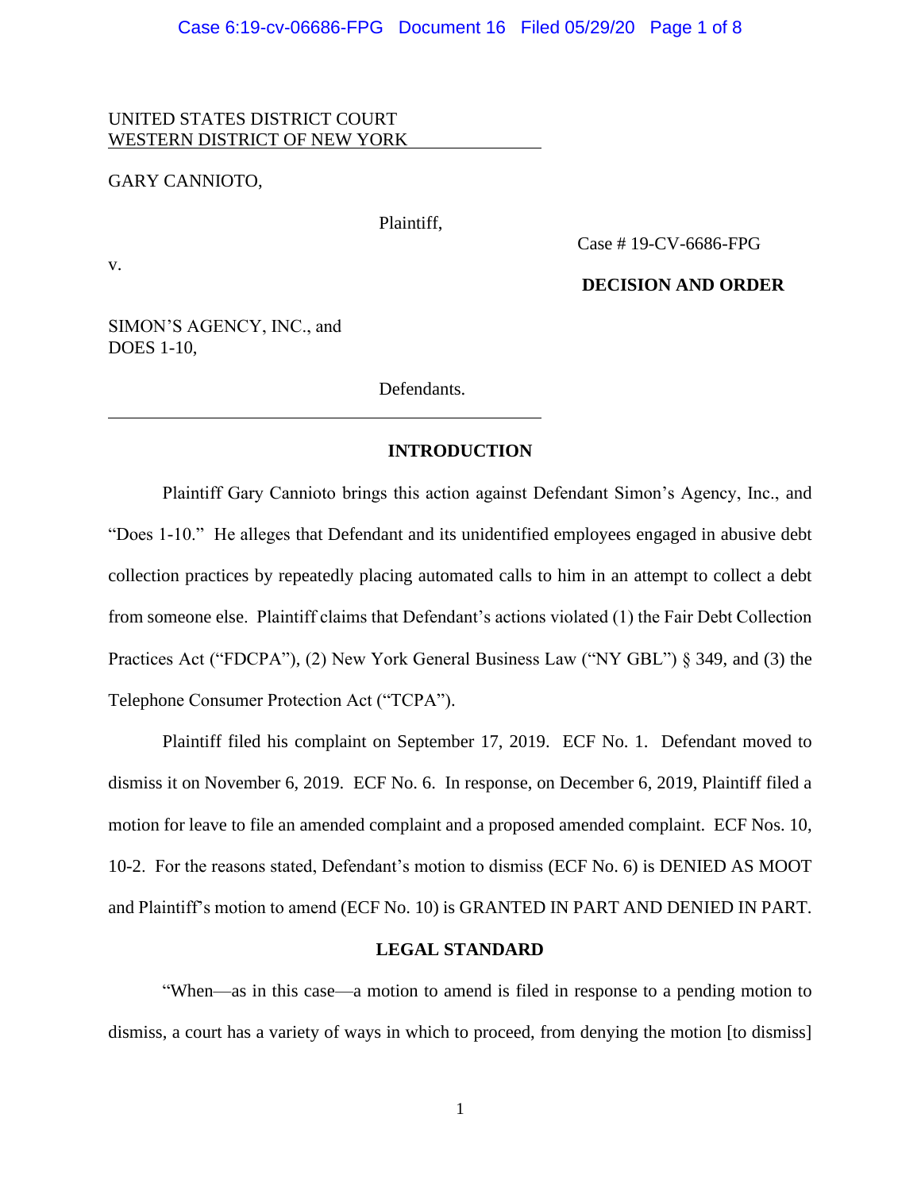UNITED STATES DISTRICT COURT
WESTERN DISTRICT OF NEW YORK

GARY CANNIOTO,

Plaintiff,

v.

SIMON'S AGENCY, INC., and
DOES 1-10,

Defendants.

Case # 19-CV-6686-FPG

**DECISION AND ORDER**

## INTRODUCTION

Plaintiff Gary Cannioto brings this action against Defendant Simon's Agency, Inc., and "Does 1-10." He alleges that Defendant and its unidentified employees engaged in abusive debt collection practices by repeatedly placing automated calls to him in an attempt to collect a debt from someone else. Plaintiff claims that Defendant's actions violated (1) the Fair Debt Collection Practices Act ("FDCPA"), (2) New York General Business Law ("NY GBL") § 349, and (3) the Telephone Consumer Protection Act ("TCPA").

Plaintiff filed his complaint on September 17, 2019. ECF No. 1. Defendant moved to dismiss it on November 6, 2019. ECF No. 6. In response, on December 6, 2019, Plaintiff filed a motion for leave to file an amended complaint and a proposed amended complaint. ECF Nos. 10, 10-2. For the reasons stated, Defendant's motion to dismiss (ECF No. 6) is DENIED AS MOOT and Plaintiff's motion to amend (ECF No. 10) is GRANTED IN PART AND DENIED IN PART.

## LEGAL STANDARD

"When—as in this case—a motion to amend is filed in response to a pending motion to dismiss, a court has a variety of ways in which to proceed, from denying the motion [to dismiss]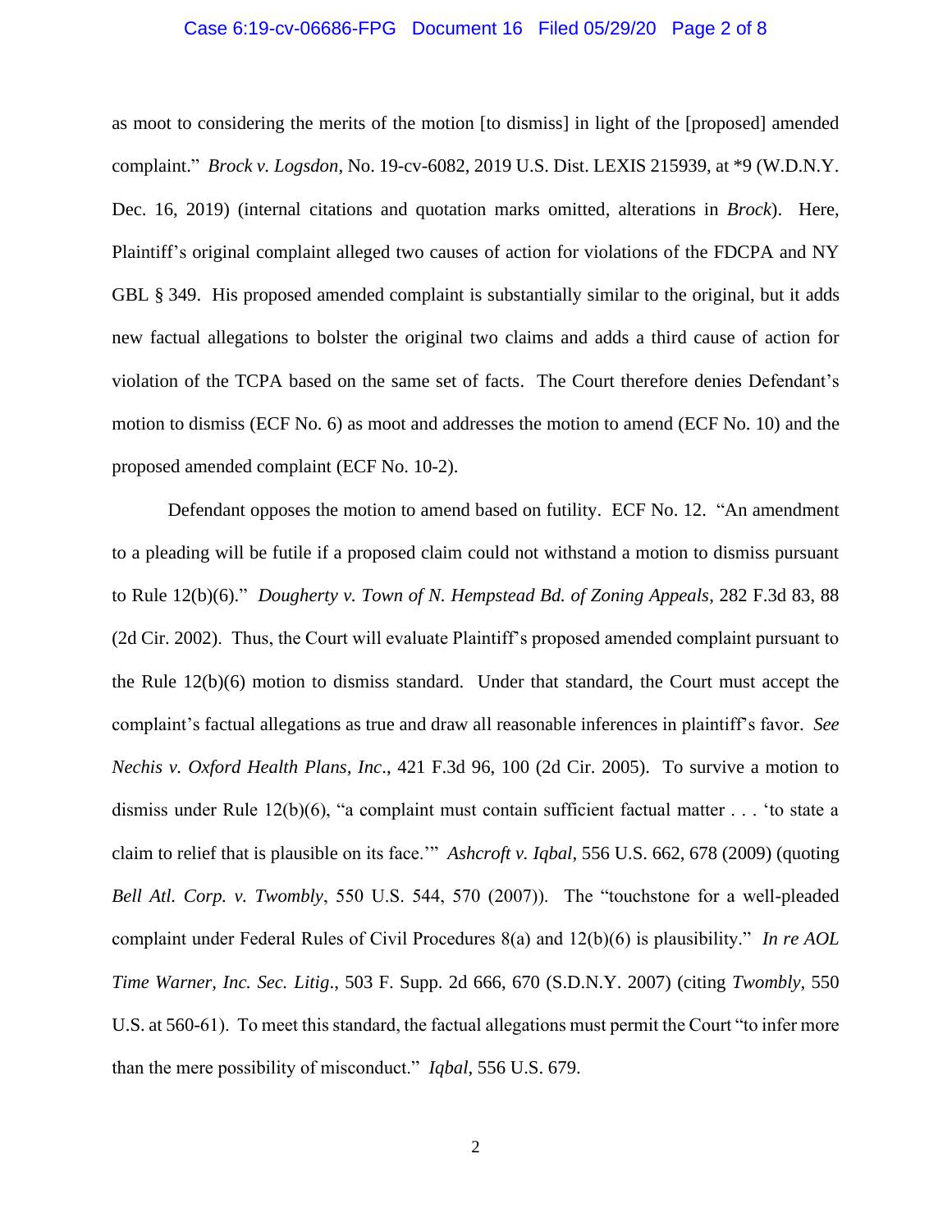as moot to considering the merits of the motion [to dismiss] in light of the [proposed] amended complaint." *Brock v. Logsdon*, No. 19-cv-6082, 2019 U.S. Dist. LEXIS 215939, at *9 (W.D.N.Y. Dec. 16, 2019) (internal citations and quotation marks omitted, alterations in *Brock*). Here, Plaintiff's original complaint alleged two causes of action for violations of the FDCPA and NY GBL § 349. His proposed amended complaint is substantially similar to the original, but it adds new factual allegations to bolster the original two claims and adds a third cause of action for violation of the TCPA based on the same set of facts. The Court therefore denies Defendant's motion to dismiss (ECF No. 6) as moot and addresses the motion to amend (ECF No. 10) and the proposed amended complaint (ECF No. 10-2).

Defendant opposes the motion to amend based on futility. ECF No. 12. "An amendment to a pleading will be futile if a proposed claim could not withstand a motion to dismiss pursuant to Rule 12(b)(6)." *Dougherty v. Town of N. Hempstead Bd. of Zoning Appeals*, 282 F.3d 83, 88 (2d Cir. 2002). Thus, the Court will evaluate Plaintiff's proposed amended complaint pursuant to the Rule 12(b)(6) motion to dismiss standard. Under that standard, the Court must accept the complaint's factual allegations as true and draw all reasonable inferences in plaintiff's favor. *See Nechis v. Oxford Health Plans, Inc*., 421 F.3d 96, 100 (2d Cir. 2005). To survive a motion to dismiss under Rule 12(b)(6), "a complaint must contain sufficient factual matter . . . 'to state a claim to relief that is plausible on its face.'" *Ashcroft v. Iqbal*, 556 U.S. 662, 678 (2009) (quoting *Bell Atl. Corp. v. Twombly*, 550 U.S. 544, 570 (2007)). The "touchstone for a well-pleaded complaint under Federal Rules of Civil Procedures 8(a) and 12(b)(6) is plausibility." *In re AOL Time Warner, Inc. Sec. Litig*., 503 F. Supp. 2d 666, 670 (S.D.N.Y. 2007) (citing *Twombly*, 550 U.S. at 560-61). To meet this standard, the factual allegations must permit the Court "to infer more than the mere possibility of misconduct." *Iqbal*, 556 U.S. 679.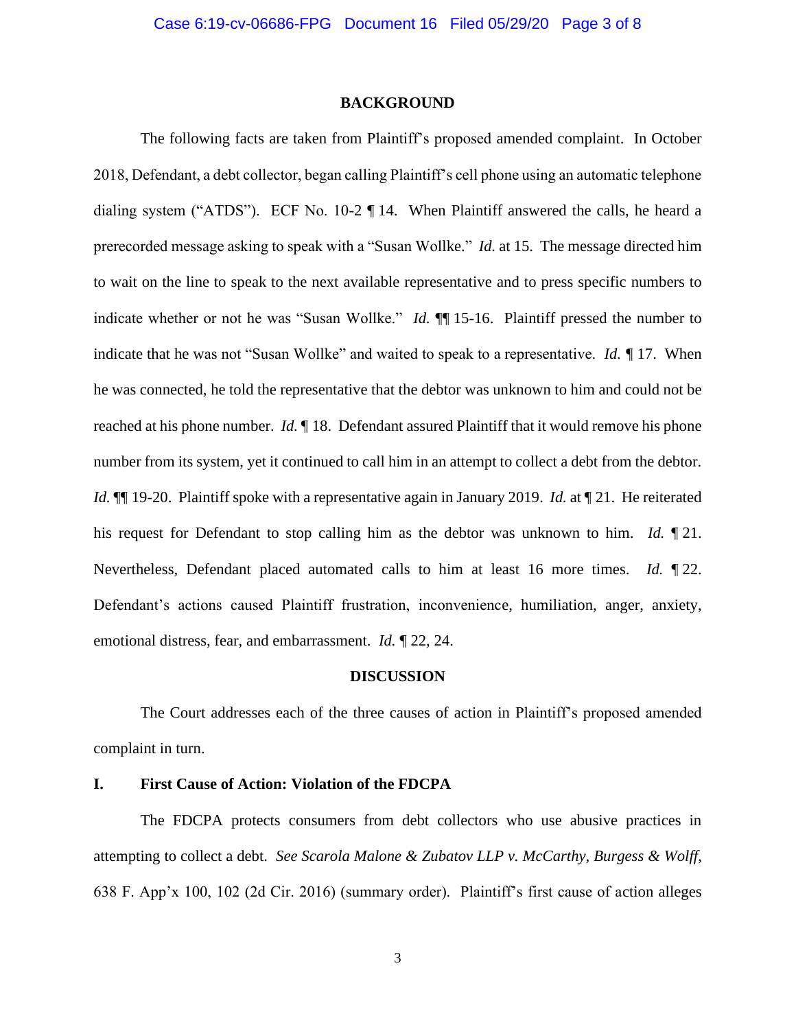## BACKGROUND

The following facts are taken from Plaintiff's proposed amended complaint. In October 2018, Defendant, a debt collector, began calling Plaintiff's cell phone using an automatic telephone dialing system ("ATDS"). ECF No. 10-2 ¶ 14. When Plaintiff answered the calls, he heard a prerecorded message asking to speak with a "Susan Wollke." *Id.* at 15. The message directed him to wait on the line to speak to the next available representative and to press specific numbers to indicate whether or not he was "Susan Wollke." *Id.* ¶¶ 15-16. Plaintiff pressed the number to indicate that he was not "Susan Wollke" and waited to speak to a representative. *Id.* ¶ 17. When he was connected, he told the representative that the debtor was unknown to him and could not be reached at his phone number. *Id.* ¶ 18. Defendant assured Plaintiff that it would remove his phone number from its system, yet it continued to call him in an attempt to collect a debt from the debtor. *Id.* ¶¶ 19-20. Plaintiff spoke with a representative again in January 2019. *Id.* at ¶ 21. He reiterated his request for Defendant to stop calling him as the debtor was unknown to him. *Id.* ¶ 21. Nevertheless, Defendant placed automated calls to him at least 16 more times. *Id.* ¶ 22. Defendant's actions caused Plaintiff frustration, inconvenience, humiliation, anger, anxiety, emotional distress, fear, and embarrassment. *Id.* ¶ 22, 24.

## DISCUSSION

The Court addresses each of the three causes of action in Plaintiff's proposed amended complaint in turn.

### I. First Cause of Action: Violation of the FDCPA

The FDCPA protects consumers from debt collectors who use abusive practices in attempting to collect a debt. *See Scarola Malone & Zubatov LLP v. McCarthy, Burgess & Wolff*, 638 F. App'x 100, 102 (2d Cir. 2016) (summary order). Plaintiff's first cause of action alleges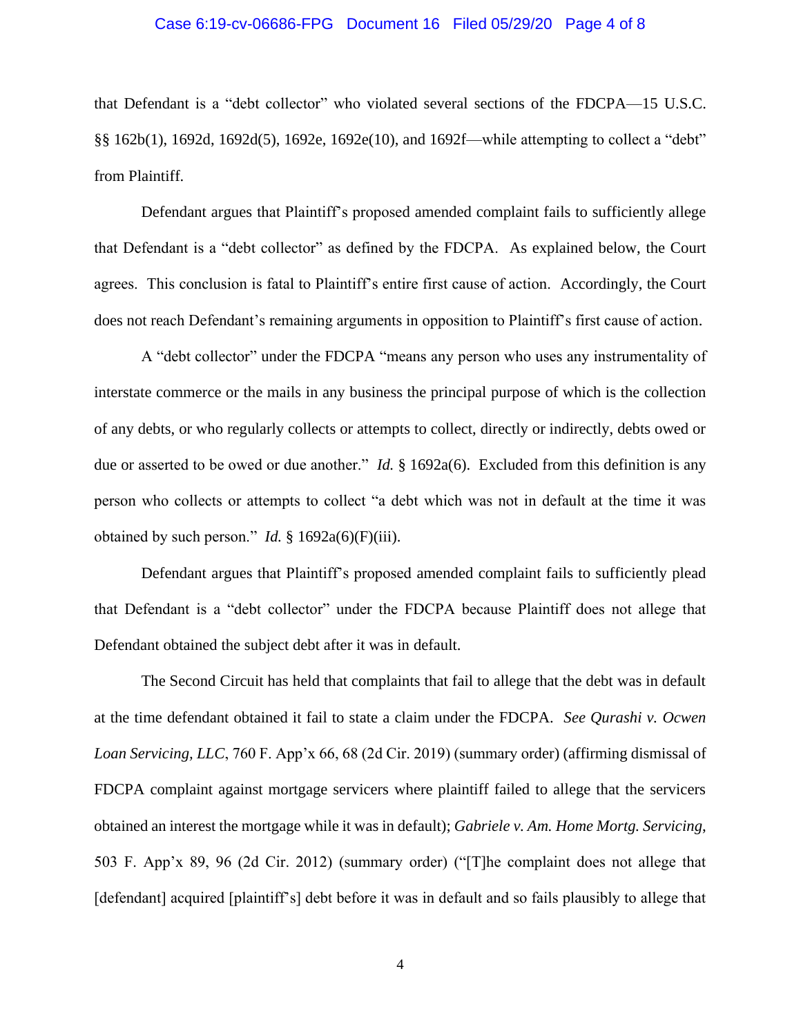that Defendant is a "debt collector" who violated several sections of the FDCPA—15 U.S.C. §§ 162b(1), 1692d, 1692d(5), 1692e, 1692e(10), and 1692f—while attempting to collect a "debt" from Plaintiff.

Defendant argues that Plaintiff's proposed amended complaint fails to sufficiently allege that Defendant is a "debt collector" as defined by the FDCPA. As explained below, the Court agrees. This conclusion is fatal to Plaintiff's entire first cause of action. Accordingly, the Court does not reach Defendant's remaining arguments in opposition to Plaintiff's first cause of action.

A "debt collector" under the FDCPA "means any person who uses any instrumentality of interstate commerce or the mails in any business the principal purpose of which is the collection of any debts, or who regularly collects or attempts to collect, directly or indirectly, debts owed or due or asserted to be owed or due another." *Id.* § 1692a(6). Excluded from this definition is any person who collects or attempts to collect "a debt which was not in default at the time it was obtained by such person." *Id.* § 1692a(6)(F)(iii).

Defendant argues that Plaintiff's proposed amended complaint fails to sufficiently plead that Defendant is a "debt collector" under the FDCPA because Plaintiff does not allege that Defendant obtained the subject debt after it was in default.

The Second Circuit has held that complaints that fail to allege that the debt was in default at the time defendant obtained it fail to state a claim under the FDCPA. *See Qurashi v. Ocwen Loan Servicing, LLC*, 760 F. App'x 66, 68 (2d Cir. 2019) (summary order) (affirming dismissal of FDCPA complaint against mortgage servicers where plaintiff failed to allege that the servicers obtained an interest the mortgage while it was in default); *Gabriele v. Am. Home Mortg. Servicing*, 503 F. App'x 89, 96 (2d Cir. 2012) (summary order) ("[T]he complaint does not allege that [defendant] acquired [plaintiff's] debt before it was in default and so fails plausibly to allege that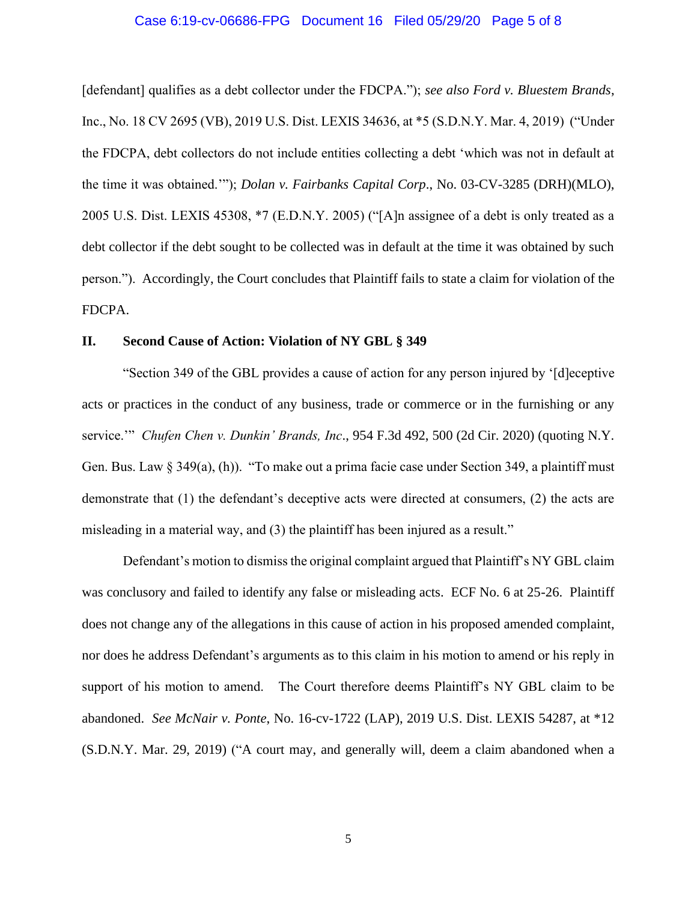[defendant] qualifies as a debt collector under the FDCPA."); *see also Ford v. Bluestem Brands*, Inc., No. 18 CV 2695 (VB), 2019 U.S. Dist. LEXIS 34636, at *5 (S.D.N.Y. Mar. 4, 2019) ("Under the FDCPA, debt collectors do not include entities collecting a debt 'which was not in default at the time it was obtained.'"); *Dolan v. Fairbanks Capital Corp*., No. 03-CV-3285 (DRH)(MLO), 2005 U.S. Dist. LEXIS 45308, *7 (E.D.N.Y. 2005) ("[A]n assignee of a debt is only treated as a debt collector if the debt sought to be collected was in default at the time it was obtained by such person."). Accordingly, the Court concludes that Plaintiff fails to state a claim for violation of the FDCPA.

## II. Second Cause of Action: Violation of NY GBL § 349

"Section 349 of the GBL provides a cause of action for any person injured by '[d]eceptive acts or practices in the conduct of any business, trade or commerce or in the furnishing or any service.'" *Chufen Chen v. Dunkin' Brands, Inc*., 954 F.3d 492, 500 (2d Cir. 2020) (quoting N.Y. Gen. Bus. Law § 349(a), (h)). "To make out a prima facie case under Section 349, a plaintiff must demonstrate that (1) the defendant's deceptive acts were directed at consumers, (2) the acts are misleading in a material way, and (3) the plaintiff has been injured as a result."

Defendant's motion to dismiss the original complaint argued that Plaintiff's NY GBL claim was conclusory and failed to identify any false or misleading acts. ECF No. 6 at 25-26. Plaintiff does not change any of the allegations in this cause of action in his proposed amended complaint, nor does he address Defendant's arguments as to this claim in his motion to amend or his reply in support of his motion to amend. The Court therefore deems Plaintiff's NY GBL claim to be abandoned. *See McNair v. Ponte*, No. 16-cv-1722 (LAP), 2019 U.S. Dist. LEXIS 54287, at *12 (S.D.N.Y. Mar. 29, 2019) ("A court may, and generally will, deem a claim abandoned when a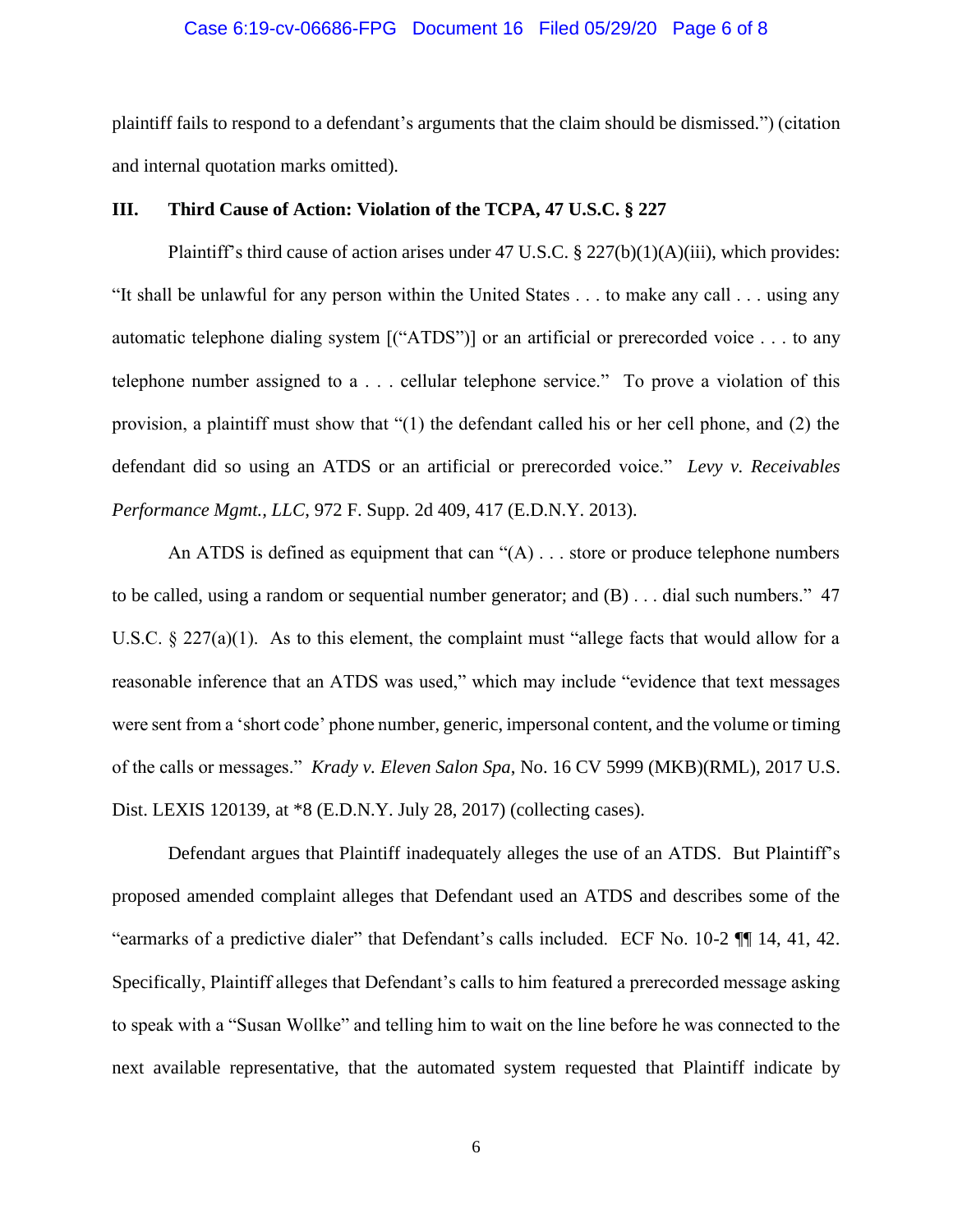plaintiff fails to respond to a defendant's arguments that the claim should be dismissed.") (citation and internal quotation marks omitted).

## III. Third Cause of Action: Violation of the TCPA, 47 U.S.C. § 227

Plaintiff's third cause of action arises under 47 U.S.C. § 227(b)(1)(A)(iii), which provides: "It shall be unlawful for any person within the United States . . . to make any call . . . using any automatic telephone dialing system [("ATDS")] or an artificial or prerecorded voice . . . to any telephone number assigned to a . . . cellular telephone service." To prove a violation of this provision, a plaintiff must show that "(1) the defendant called his or her cell phone, and (2) the defendant did so using an ATDS or an artificial or prerecorded voice." *Levy v. Receivables Performance Mgmt., LLC*, 972 F. Supp. 2d 409, 417 (E.D.N.Y. 2013).

An ATDS is defined as equipment that can "(A) . . . store or produce telephone numbers to be called, using a random or sequential number generator; and (B) . . . dial such numbers." 47 U.S.C. § 227(a)(1). As to this element, the complaint must "allege facts that would allow for a reasonable inference that an ATDS was used," which may include "evidence that text messages were sent from a 'short code' phone number, generic, impersonal content, and the volume or timing of the calls or messages." *Krady v. Eleven Salon Spa*, No. 16 CV 5999 (MKB)(RML), 2017 U.S. Dist. LEXIS 120139, at *8 (E.D.N.Y. July 28, 2017) (collecting cases).

Defendant argues that Plaintiff inadequately alleges the use of an ATDS. But Plaintiff's proposed amended complaint alleges that Defendant used an ATDS and describes some of the "earmarks of a predictive dialer" that Defendant's calls included. ECF No. 10-2 ¶¶ 14, 41, 42. Specifically, Plaintiff alleges that Defendant's calls to him featured a prerecorded message asking to speak with a "Susan Wollke" and telling him to wait on the line before he was connected to the next available representative, that the automated system requested that Plaintiff indicate by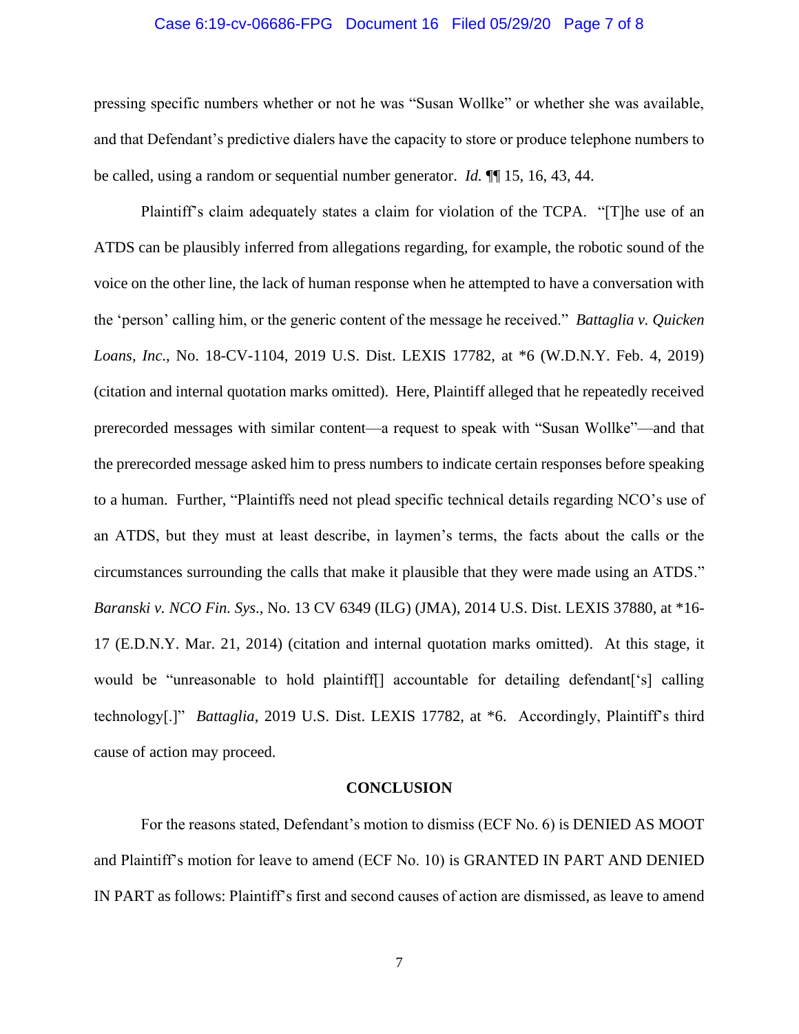pressing specific numbers whether or not he was "Susan Wollke" or whether she was available, and that Defendant's predictive dialers have the capacity to store or produce telephone numbers to be called, using a random or sequential number generator. *Id.* ¶¶ 15, 16, 43, 44.

Plaintiff's claim adequately states a claim for violation of the TCPA. "[T]he use of an ATDS can be plausibly inferred from allegations regarding, for example, the robotic sound of the voice on the other line, the lack of human response when he attempted to have a conversation with the 'person' calling him, or the generic content of the message he received." *Battaglia v. Quicken Loans, Inc.*, No. 18-CV-1104, 2019 U.S. Dist. LEXIS 17782, at *6 (W.D.N.Y. Feb. 4, 2019) (citation and internal quotation marks omitted). Here, Plaintiff alleged that he repeatedly received prerecorded messages with similar content—a request to speak with "Susan Wollke"—and that the prerecorded message asked him to press numbers to indicate certain responses before speaking to a human. Further, "Plaintiffs need not plead specific technical details regarding NCO's use of an ATDS, but they must at least describe, in laymen's terms, the facts about the calls or the circumstances surrounding the calls that make it plausible that they were made using an ATDS." *Baranski v. NCO Fin. Sys.*, No. 13 CV 6349 (ILG) (JMA), 2014 U.S. Dist. LEXIS 37880, at *16-17 (E.D.N.Y. Mar. 21, 2014) (citation and internal quotation marks omitted). At this stage, it would be "unreasonable to hold plaintiff[] accountable for detailing defendant['s] calling technology[.]" *Battaglia*, 2019 U.S. Dist. LEXIS 17782, at *6. Accordingly, Plaintiff's third cause of action may proceed.

## CONCLUSION

For the reasons stated, Defendant's motion to dismiss (ECF No. 6) is DENIED AS MOOT and Plaintiff's motion for leave to amend (ECF No. 10) is GRANTED IN PART AND DENIED IN PART as follows: Plaintiff's first and second causes of action are dismissed, as leave to amend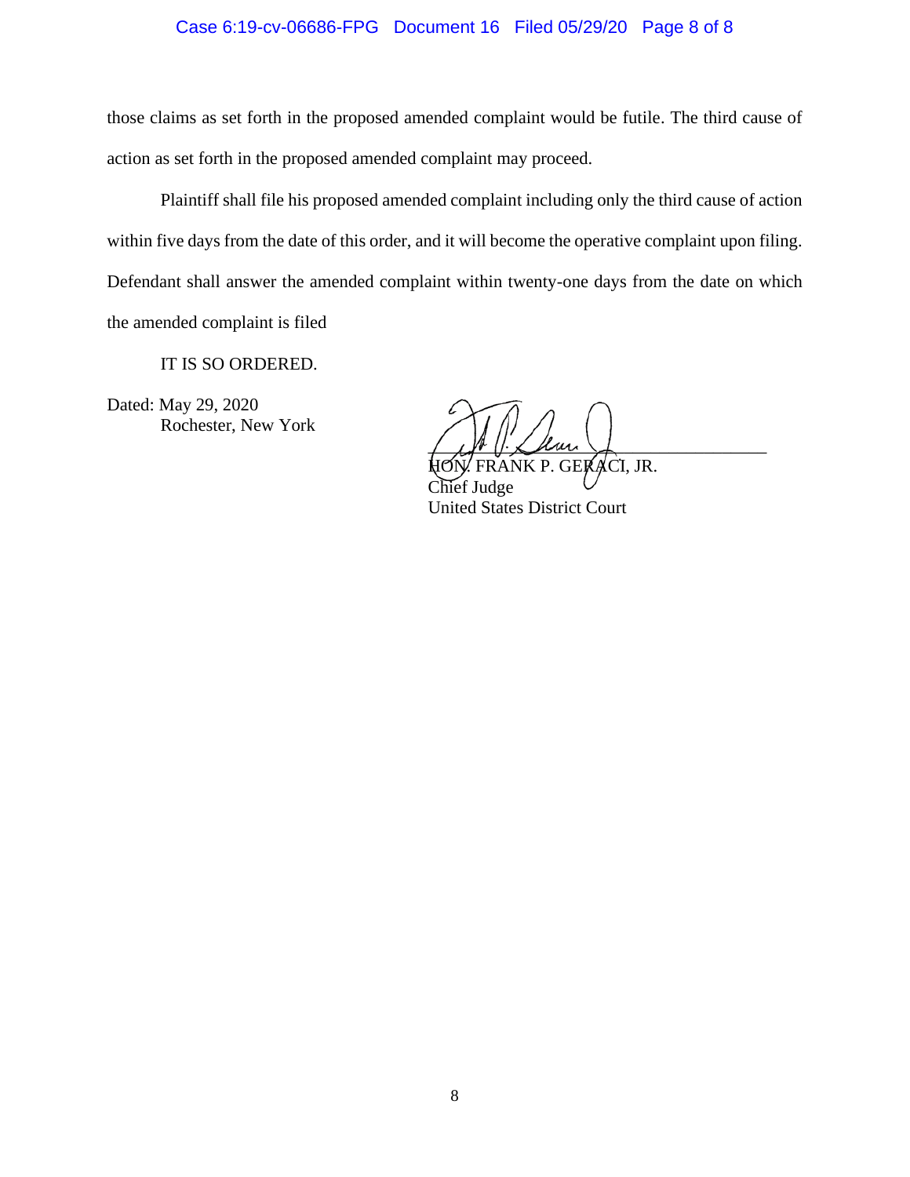those claims as set forth in the proposed amended complaint would be futile. The third cause of action as set forth in the proposed amended complaint may proceed.

Plaintiff shall file his proposed amended complaint including only the third cause of action within five days from the date of this order, and it will become the operative complaint upon filing. Defendant shall answer the amended complaint within twenty-one days from the date on which the amended complaint is filed

IT IS SO ORDERED.

Dated: May 29, 2020
Rochester, New York

HON. FRANK P. GERACI, JR.
Chief Judge
United States District Court